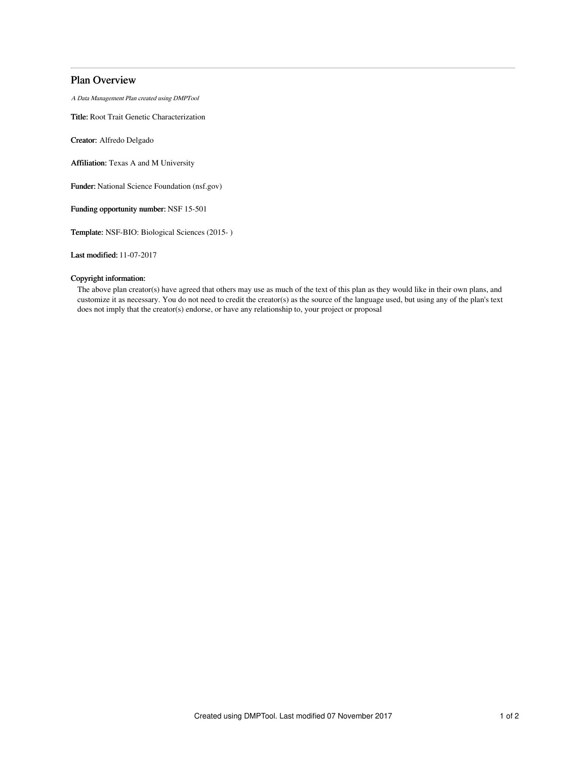# Plan Overview

*A Data Management Plan created using DMPTool*

**Title:** Root Trait Genetic Characterization

**Creator:** Alfredo Delgado

**Affiliation:** Texas A and M University

**Funder:** National Science Foundation (nsf.gov)

**Funding opportunity number:** NSF 15-501

**Template:** NSF-BIO: Biological Sciences (2015- )

**Last modified:** 11-07-2017

**Copyright information:**

The above plan creator(s) have agreed that others may use as much of the text of this plan as they would like in their own plans, and customize it as necessary. You do not need to credit the creator(s) as the source of the language used, but using any of the plan's text does not imply that the creator(s) endorse, or have any relationship to, your project or proposal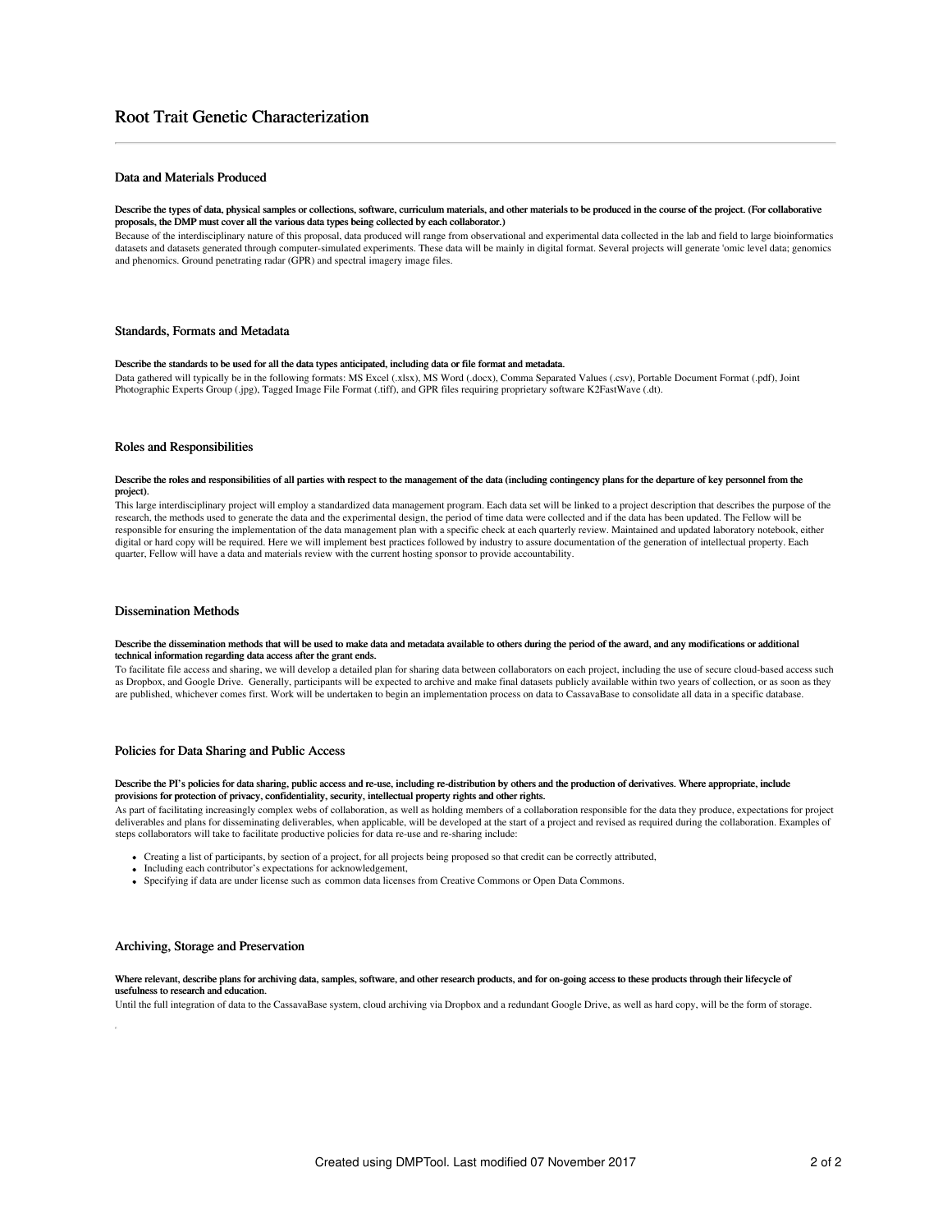# Root Trait Genetic Characterization

## Data and Materials Produced

**Describe the types of data, physical samples or collections, software, curriculum materials, and other materials to be produced in the course of the project. (For collaborative proposals, the DMP must cover all the various data types being collected by each collaborator.)**

Because of the interdisciplinary nature of this proposal, data produced will range from observational and experimental data collected in the lab and field to large bioinformatics datasets and datasets generated through computer-simulated experiments. These data will be mainly in digital format. Several projects will generate 'omic level data; genomics and phenomics. Ground penetrating radar (GPR) and spectral imagery image files.

## Standards, Formats and Metadata

**Describe the standards to be used for all the data types anticipated, including data or file format and metadata.**

Data gathered will typically be in the following formats: MS Excel (.xlsx), MS Word (.docx), Comma Separated Values (.csv), Portable Document Format (.pdf), Joint Photographic Experts Group (.jpg), Tagged Image File Format (.tiff), and GPR files requiring proprietary software K2FastWave (.dt).

## Roles and Responsibilities

**Describe the roles and responsibilities of all parties with respect to the management of the data (including contingency plans for the departure of key personnel from the project).**

This large interdisciplinary project will employ a standardized data management program. Each data set will be linked to a project description that describes the purpose of the research, the methods used to generate the data and the experimental design, the period of time data were collected and if the data has been updated. The Fellow will be responsible for ensuring the implementation of the data management plan with a specific check at each quarterly review. Maintained and updated laboratory notebook, either digital or hard copy will be required. Here we will implement best practices followed by industry to assure documentation of the generation of intellectual property. Each quarter, Fellow will have a data and materials review with the current hosting sponsor to provide accountability.

## Dissemination Methods

**Describe the dissemination methods that will be used to make data and metadata available to others during the period of the award, and any modifications or additional technical information regarding data access after the grant ends.**

To facilitate file access and sharing, we will develop a detailed plan for sharing data between collaborators on each project, including the use of secure cloud-based access such as Dropbox, and Google Drive. Generally, participants will be expected to archive and make final datasets publicly available within two years of collection, or as soon as they are published, whichever comes first. Work will be undertaken to begin an implementation process on data to CassavaBase to consolidate all data in a specific database.

## Policies for Data Sharing and Public Access

**Describe the PI's policies for data sharing, public access and re-use, including re-distribution by others and the production of derivatives. Where appropriate, include provisions for protection of privacy, confidentiality, security, intellectual property rights and other rights.**

As part of facilitating increasingly complex webs of collaboration, as well as holding members of a collaboration responsible for the data they produce, expectations for project deliverables and plans for disseminating deliverables, when applicable, will be developed at the start of a project and revised as required during the collaboration. Examples of steps collaborators will take to facilitate productive policies for data re-use and re-sharing include:

- Creating a list of participants, by section of a project, for all projects being proposed so that credit can be correctly attributed,
- Including each contributor's expectations for acknowledgement,
- Specifying if data are under license such as common data licenses from Creative Commons or Open Data Commons.

## Archiving, Storage and Preservation

**Where relevant, describe plans for archiving data, samples, software, and other research products, and for on-going access to these products through their lifecycle of usefulness to research and education.**

Until the full integration of data to the CassavaBase system, cloud archiving via Dropbox and a redundant Google Drive, as well as hard copy, will be the form of storage.

Created using DMPTool. Last modified 07 November 2017